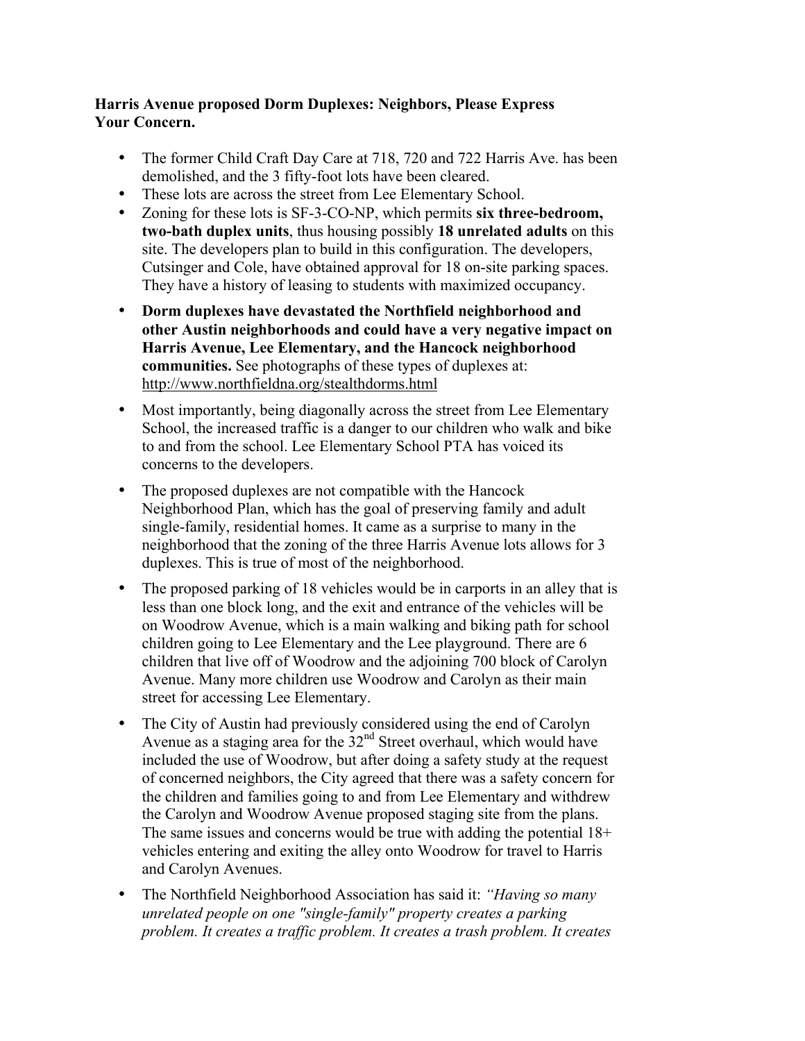**Harris Avenue proposed Dorm Duplexes: Neighbors, Please Express Your Concern.**

- The former Child Craft Day Care at 718, 720 and 722 Harris Ave. has been demolished, and the 3 fifty-foot lots have been cleared.
- These lots are across the street from Lee Elementary School.
- Zoning for these lots is SF-3-CO-NP, which permits **six three-bedroom, two-bath duplex units**, thus housing possibly **18 unrelated adults** on this site. The developers plan to build in this configuration. The developers, Cutsinger and Cole, have obtained approval for 18 on-site parking spaces. They have a history of leasing to students with maximized occupancy.
- **Dorm duplexes have devastated the Northfield neighborhood and other Austin neighborhoods and could have a very negative impact on Harris Avenue, Lee Elementary, and the Hancock neighborhood communities.** See photographs of these types of duplexes at: http://www.northfieldna.org/stealthdorms.html
- Most importantly, being diagonally across the street from Lee Elementary School, the increased traffic is a danger to our children who walk and bike to and from the school. Lee Elementary School PTA has voiced its concerns to the developers.
- The proposed duplexes are not compatible with the Hancock Neighborhood Plan, which has the goal of preserving family and adult single-family, residential homes. It came as a surprise to many in the neighborhood that the zoning of the three Harris Avenue lots allows for 3 duplexes. This is true of most of the neighborhood.
- The proposed parking of 18 vehicles would be in carports in an alley that is less than one block long, and the exit and entrance of the vehicles will be on Woodrow Avenue, which is a main walking and biking path for school children going to Lee Elementary and the Lee playground. There are 6 children that live off of Woodrow and the adjoining 700 block of Carolyn Avenue. Many more children use Woodrow and Carolyn as their main street for accessing Lee Elementary.
- The City of Austin had previously considered using the end of Carolyn Avenue as a staging area for the 32nd Street overhaul, which would have included the use of Woodrow, but after doing a safety study at the request of concerned neighbors, the City agreed that there was a safety concern for the children and families going to and from Lee Elementary and withdrew the Carolyn and Woodrow Avenue proposed staging site from the plans. The same issues and concerns would be true with adding the potential 18+ vehicles entering and exiting the alley onto Woodrow for travel to Harris and Carolyn Avenues.
- The Northfield Neighborhood Association has said it: *"Having so many unrelated people on one "single-family" property creates a parking problem. It creates a traffic problem. It creates a trash problem. It creates*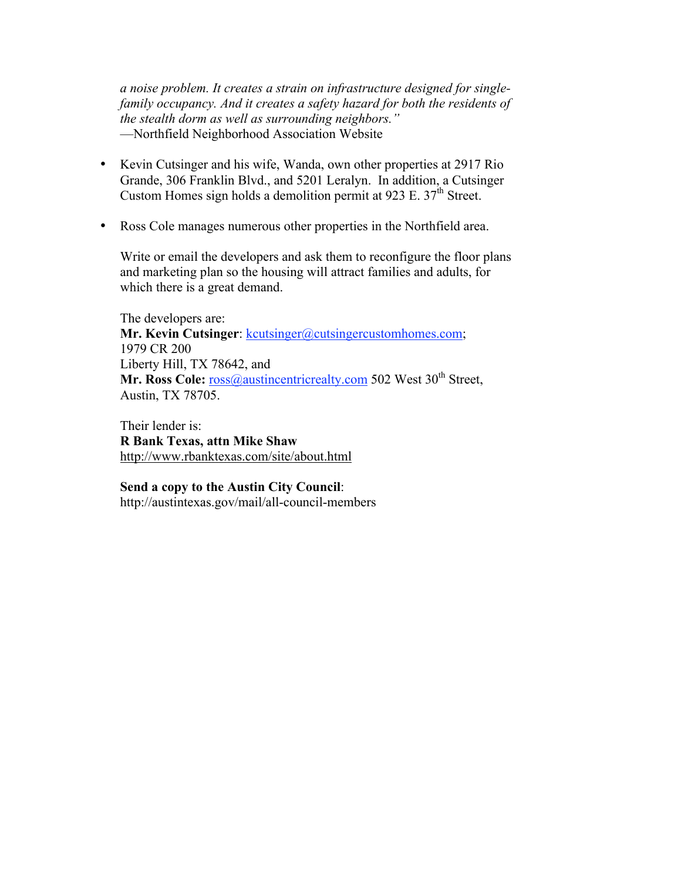*a noise problem. It creates a strain on infrastructure designed for single-family occupancy. And it creates a safety hazard for both the residents of the stealth dorm as well as surrounding neighbors."*
—Northfield Neighborhood Association Website

- Kevin Cutsinger and his wife, Wanda, own other properties at 2917 Rio Grande, 306 Franklin Blvd., and 5201 Leralyn. In addition, a Cutsinger Custom Homes sign holds a demolition permit at 923 E. 37th Street.

- Ross Cole manages numerous other properties in the Northfield area.

Write or email the developers and ask them to reconfigure the floor plans and marketing plan so the housing will attract families and adults, for which there is a great demand.

The developers are:
**Mr. Kevin Cutsinger**: kcutsinger@cutsingercustomhomes.com;
1979 CR 200
Liberty Hill, TX 78642, and
**Mr. Ross Cole:** ross@austincentricrealty.com 502 West 30th Street,
Austin, TX 78705.

Their lender is:
**R Bank Texas, attn Mike Shaw**
http://www.rbanktexas.com/site/about.html

**Send a copy to the Austin City Council**:
http://austintexas.gov/mail/all-council-members